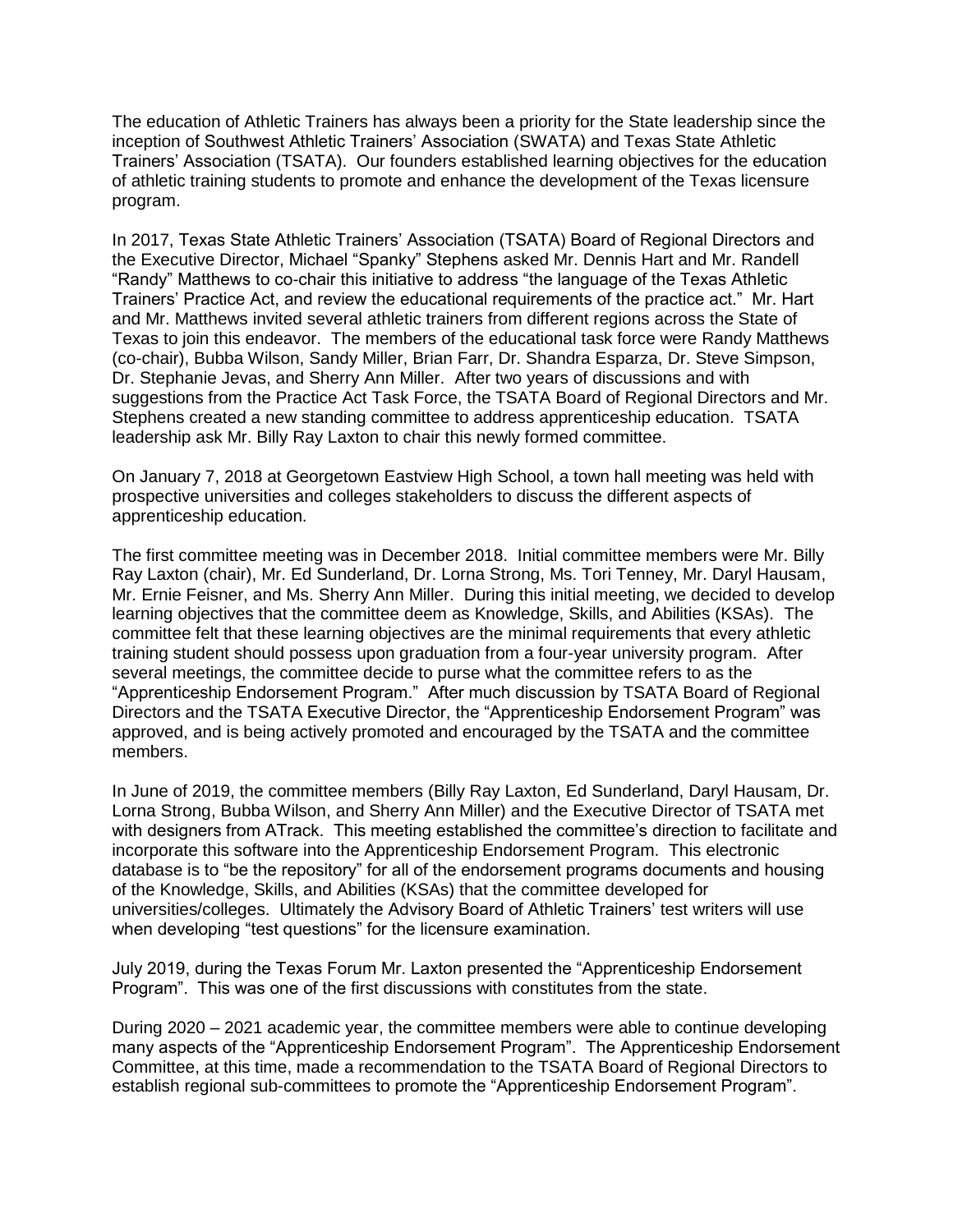The education of Athletic Trainers has always been a priority for the State leadership since the inception of Southwest Athletic Trainers' Association (SWATA) and Texas State Athletic Trainers' Association (TSATA). Our founders established learning objectives for the education of athletic training students to promote and enhance the development of the Texas licensure program.

In 2017, Texas State Athletic Trainers' Association (TSATA) Board of Regional Directors and the Executive Director, Michael "Spanky" Stephens asked Mr. Dennis Hart and Mr. Randell "Randy" Matthews to co-chair this initiative to address "the language of the Texas Athletic Trainers' Practice Act, and review the educational requirements of the practice act." Mr. Hart and Mr. Matthews invited several athletic trainers from different regions across the State of Texas to join this endeavor. The members of the educational task force were Randy Matthews (co-chair), Bubba Wilson, Sandy Miller, Brian Farr, Dr. Shandra Esparza, Dr. Steve Simpson, Dr. Stephanie Jevas, and Sherry Ann Miller. After two years of discussions and with suggestions from the Practice Act Task Force, the TSATA Board of Regional Directors and Mr. Stephens created a new standing committee to address apprenticeship education. TSATA leadership ask Mr. Billy Ray Laxton to chair this newly formed committee.

On January 7, 2018 at Georgetown Eastview High School, a town hall meeting was held with prospective universities and colleges stakeholders to discuss the different aspects of apprenticeship education.

The first committee meeting was in December 2018. Initial committee members were Mr. Billy Ray Laxton (chair), Mr. Ed Sunderland, Dr. Lorna Strong, Ms. Tori Tenney, Mr. Daryl Hausam, Mr. Ernie Feisner, and Ms. Sherry Ann Miller. During this initial meeting, we decided to develop learning objectives that the committee deem as Knowledge, Skills, and Abilities (KSAs). The committee felt that these learning objectives are the minimal requirements that every athletic training student should possess upon graduation from a four-year university program. After several meetings, the committee decide to purse what the committee refers to as the "Apprenticeship Endorsement Program." After much discussion by TSATA Board of Regional Directors and the TSATA Executive Director, the "Apprenticeship Endorsement Program" was approved, and is being actively promoted and encouraged by the TSATA and the committee members.

In June of 2019, the committee members (Billy Ray Laxton, Ed Sunderland, Daryl Hausam, Dr. Lorna Strong, Bubba Wilson, and Sherry Ann Miller) and the Executive Director of TSATA met with designers from ATrack. This meeting established the committee's direction to facilitate and incorporate this software into the Apprenticeship Endorsement Program. This electronic database is to "be the repository" for all of the endorsement programs documents and housing of the Knowledge, Skills, and Abilities (KSAs) that the committee developed for universities/colleges. Ultimately the Advisory Board of Athletic Trainers' test writers will use when developing "test questions" for the licensure examination.

July 2019, during the Texas Forum Mr. Laxton presented the "Apprenticeship Endorsement Program". This was one of the first discussions with constitutes from the state.

During 2020 – 2021 academic year, the committee members were able to continue developing many aspects of the "Apprenticeship Endorsement Program". The Apprenticeship Endorsement Committee, at this time, made a recommendation to the TSATA Board of Regional Directors to establish regional sub-committees to promote the "Apprenticeship Endorsement Program".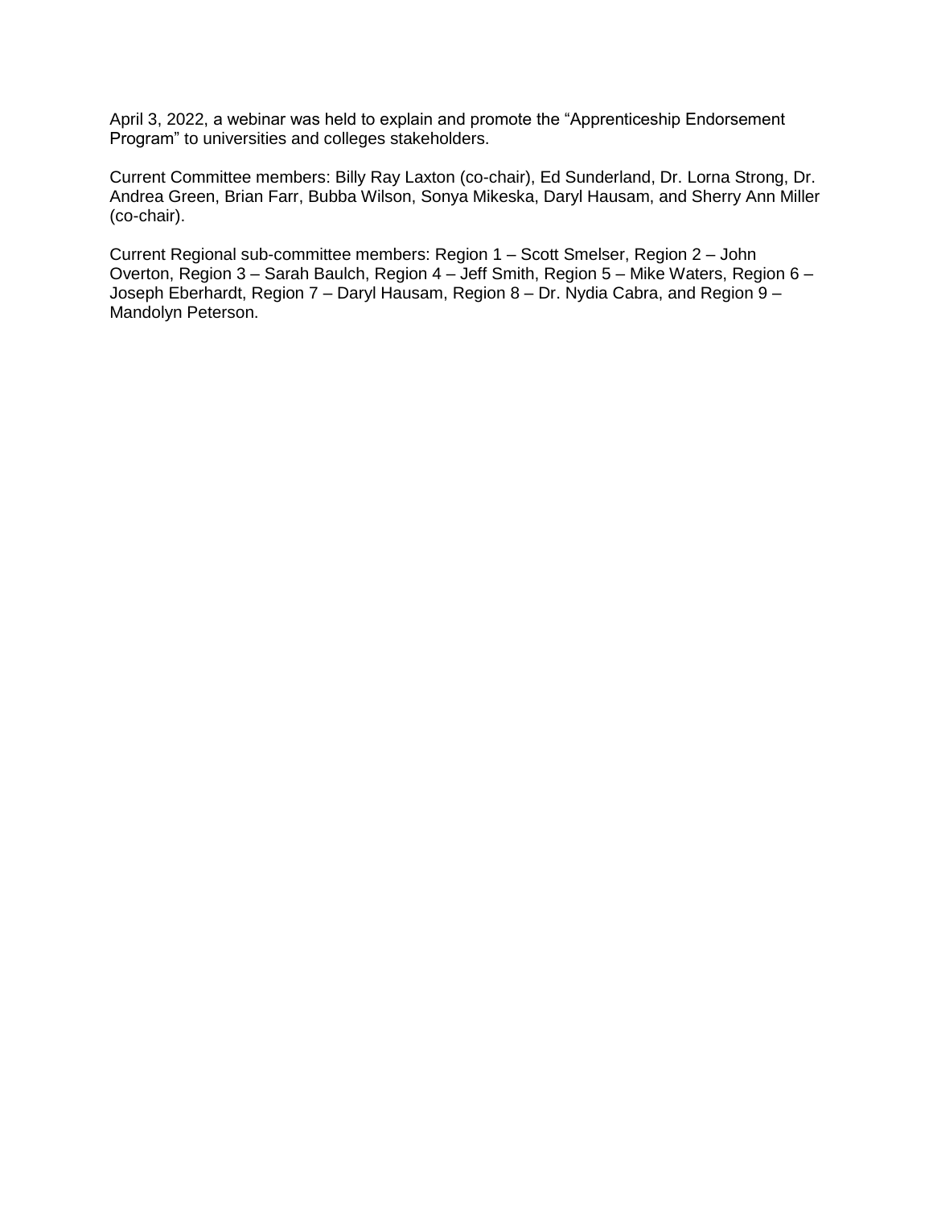April 3, 2022, a webinar was held to explain and promote the "Apprenticeship Endorsement Program" to universities and colleges stakeholders.

Current Committee members: Billy Ray Laxton (co-chair), Ed Sunderland, Dr. Lorna Strong, Dr. Andrea Green, Brian Farr, Bubba Wilson, Sonya Mikeska, Daryl Hausam, and Sherry Ann Miller (co-chair).

Current Regional sub-committee members: Region 1 – Scott Smelser, Region 2 – John Overton, Region 3 – Sarah Baulch, Region 4 – Jeff Smith, Region 5 – Mike Waters, Region 6 – Joseph Eberhardt, Region 7 – Daryl Hausam, Region 8 – Dr. Nydia Cabra, and Region 9 – Mandolyn Peterson.